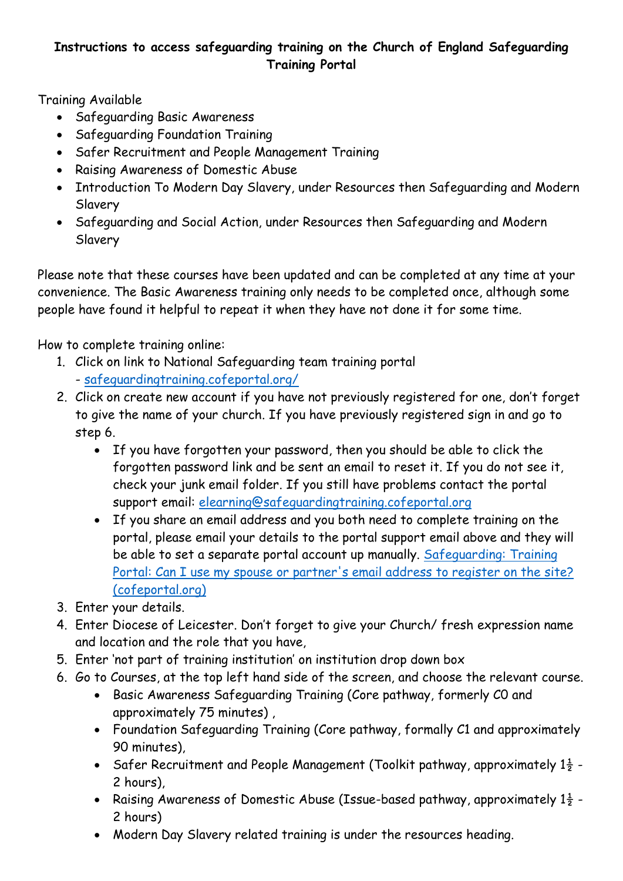**Instructions to access safeguarding training on the Church of England Safeguarding Training Portal**

Training Available

- Safeguarding Basic Awareness
- Safeguarding Foundation Training
- Safer Recruitment and People Management Training
- Raising Awareness of Domestic Abuse
- Introduction To Modern Day Slavery, under Resources then Safeguarding and Modern Slavery
- Safeguarding and Social Action, under Resources then Safeguarding and Modern Slavery

Please note that these courses have been updated and can be completed at any time at your convenience. The Basic Awareness training only needs to be completed once, although some people have found it helpful to repeat it when they have not done it for some time.

How to complete training online:

1. Click on link to National Safeguarding team training portal - [safeguardingtraining.cofeportal.org/](safeguardingtraining.cofeportal.org/)
2. Click on create new account if you have not previously registered for one, don't forget to give the name of your church. If you have previously registered sign in and go to step 6.
   - If you have forgotten your password, then you should be able to click the forgotten password link and be sent an email to reset it. If you do not see it, check your junk email folder. If you still have problems contact the portal support email: elearning@safeguardingtraining.cofeportal.org
   - If you share an email address and you both need to complete training on the portal, please email your details to the portal support email above and they will be able to set a separate portal account up manually. Safeguarding: Training Portal: Can I use my spouse or partner's email address to register on the site? (cofeportal.org)
3. Enter your details.
4. Enter Diocese of Leicester. Don't forget to give your Church/ fresh expression name and location and the role that you have,
5. Enter 'not part of training institution' on institution drop down box
6. Go to Courses, at the top left hand side of the screen, and choose the relevant course.
   - Basic Awareness Safeguarding Training (Core pathway, formerly C0 and approximately 75 minutes) ,
   - Foundation Safeguarding Training (Core pathway, formally C1 and approximately 90 minutes),
   - Safer Recruitment and People Management (Toolkit pathway, approximately 1½ - 2 hours),
   - Raising Awareness of Domestic Abuse (Issue-based pathway, approximately 1½ - 2 hours)
   - Modern Day Slavery related training is under the resources heading.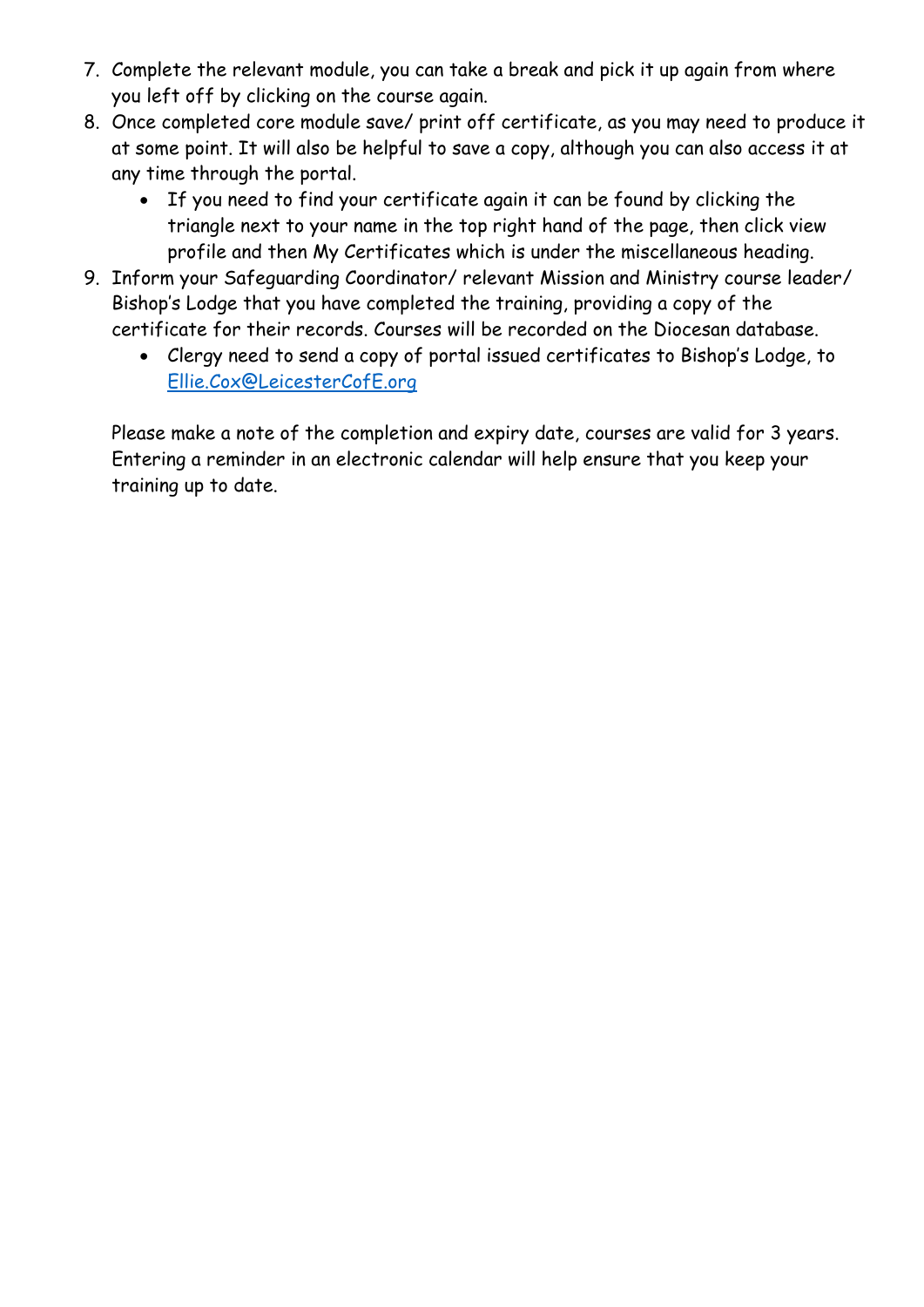7. Complete the relevant module, you can take a break and pick it up again from where you left off by clicking on the course again.
8. Once completed core module save/ print off certificate, as you may need to produce it at some point. It will also be helpful to save a copy, although you can also access it at any time through the portal.
    - If you need to find your certificate again it can be found by clicking the triangle next to your name in the top right hand of the page, then click view profile and then My Certificates which is under the miscellaneous heading.
9. Inform your Safeguarding Coordinator/ relevant Mission and Ministry course leader/ Bishop's Lodge that you have completed the training, providing a copy of the certificate for their records. Courses will be recorded on the Diocesan database.
    - Clergy need to send a copy of portal issued certificates to Bishop's Lodge, to Ellie.Cox@LeicesterCofE.org

Please make a note of the completion and expiry date, courses are valid for 3 years. Entering a reminder in an electronic calendar will help ensure that you keep your training up to date.